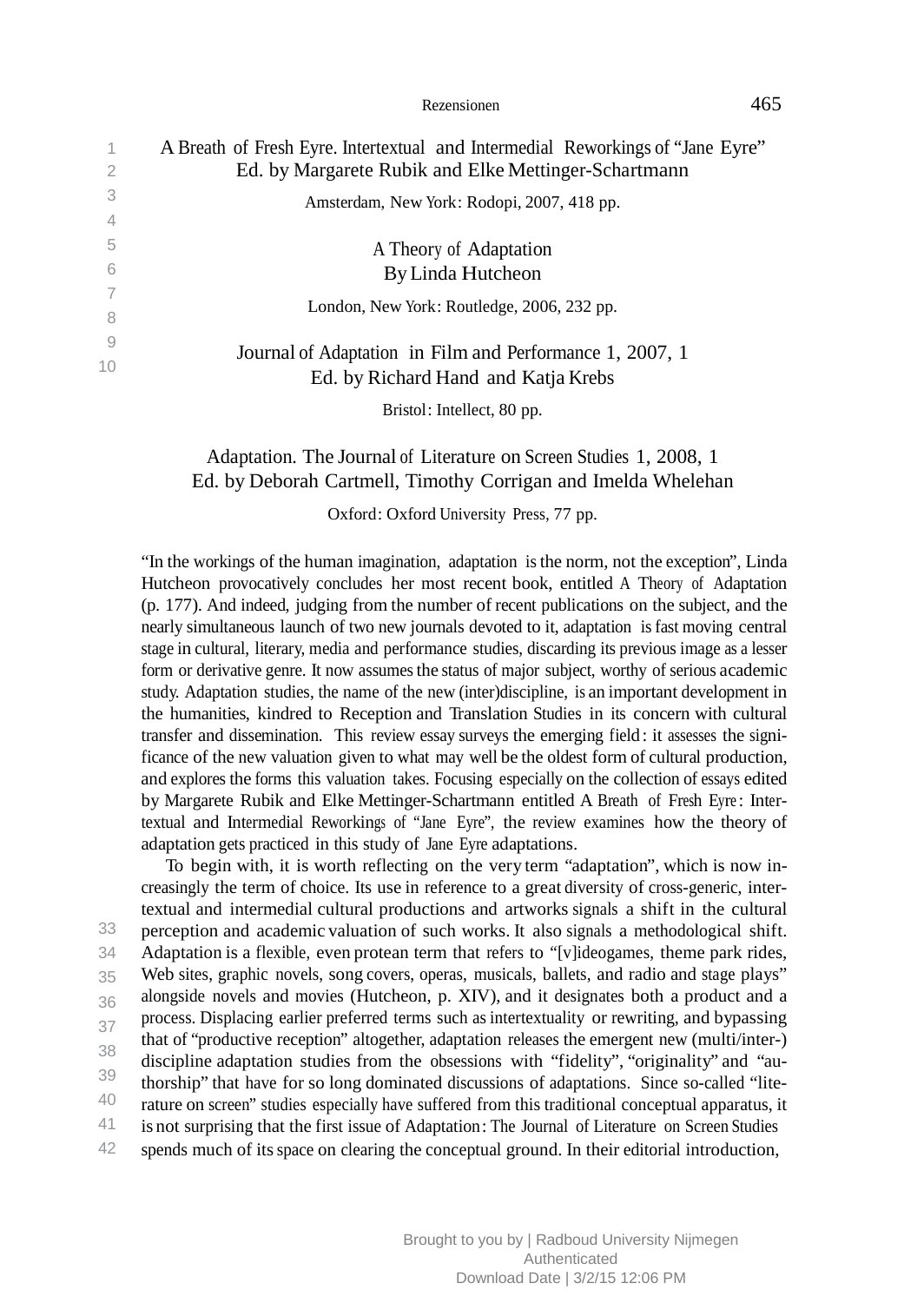A Breath of Fresh Eyre. Intertextual and Intermedial Reworkings of "Jane Eyre"
Ed. by Margarete Rubik and Elke Mettinger-Schartmann

Amsterdam, New York: Rodopi, 2007, 418 pp.

A Theory of Adaptation
By Linda Hutcheon

London, New York: Routledge, 2006, 232 pp.

Journal of Adaptation in Film and Performance 1, 2007, 1
Ed. by Richard Hand and Katja Krebs

Bristol: Intellect, 80 pp.

Adaptation. The Journal of Literature on Screen Studies 1, 2008, 1
Ed. by Deborah Cartmell, Timothy Corrigan and Imelda Whelehan

Oxford: Oxford University Press, 77 pp.

"In the workings of the human imagination, adaptation is the norm, not the exception", Linda Hutcheon provocatively concludes her most recent book, entitled *A Theory of Adaptation* (p. 177). And indeed, judging from the number of recent publications on the subject, and the nearly simultaneous launch of two new journals devoted to it, adaptation is fast moving central stage in cultural, literary, media and performance studies, discarding its previous image as a lesser form or derivative genre. It now assumes the status of major subject, worthy of serious academic study. Adaptation studies, the name of the new (inter)discipline, is an important development in the humanities, kindred to Reception and Translation Studies in its concern with cultural transfer and dissemination. This review essay surveys the emerging field: it assesses the significance of the new valuation given to what may well be the oldest form of cultural production, and explores the forms this valuation takes. Focusing especially on the collection of essays edited by Margarete Rubik and Elke Mettinger-Schartmann entitled *A Breath of Fresh Eyre: Intertextual and Intermedial Reworkings of "Jane Eyre"*, the review examines how the theory of adaptation gets practiced in this study of *Jane Eyre* adaptations.

To begin with, it is worth reflecting on the very term "adaptation", which is now increasingly the term of choice. Its use in reference to a great diversity of cross-generic, intertextual and intermedial cultural productions and artworks signals a shift in the cultural perception and academic valuation of such works. It also signals a methodological shift. Adaptation is a flexible, even protean term that refers to "[v]ideogames, theme park rides, Web sites, graphic novels, song covers, operas, musicals, ballets, and radio and stage plays" alongside novels and movies (Hutcheon, p. XIV), and it designates both a product and a process. Displacing earlier preferred terms such as intertextuality or rewriting, and bypassing that of "productive reception" altogether, adaptation releases the emergent new (multi/inter-) discipline adaptation studies from the obsessions with "fidelity", "originality" and "authorship" that have for so long dominated discussions of adaptations. Since so-called "literature on screen" studies especially have suffered from this traditional conceptual apparatus, it is not surprising that the first issue of *Adaptation: The Journal of Literature on Screen Studies* spends much of its space on clearing the conceptual ground. In their editorial introduction,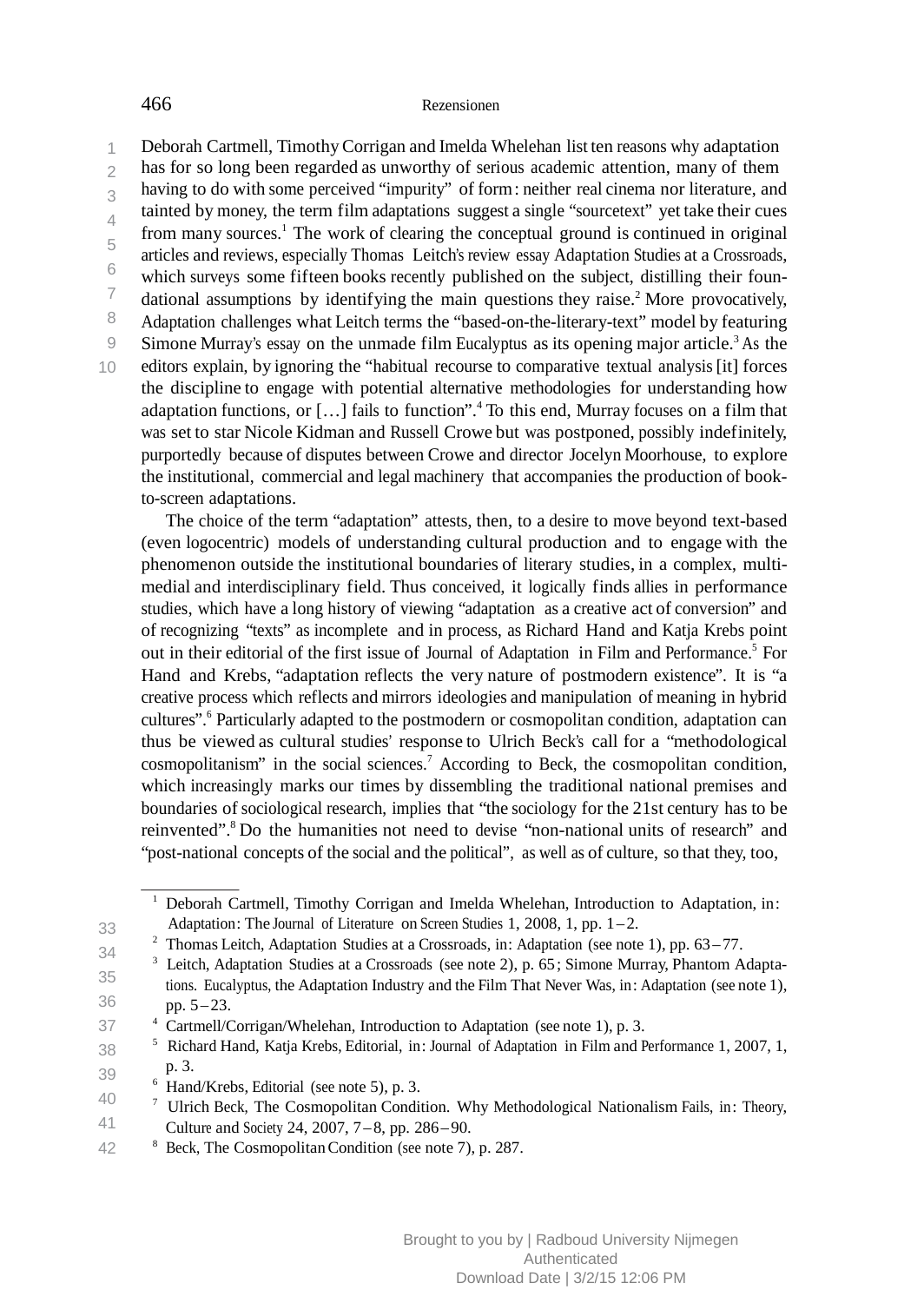Deborah Cartmell, Timothy Corrigan and Imelda Whelehan list ten reasons why adaptation has for so long been regarded as unworthy of serious academic attention, many of them having to do with some perceived "impurity" of form: neither real cinema nor literature, and tainted by money, the term film adaptations suggest a single "sourcetext" yet take their cues from many sources.[1] The work of clearing the conceptual ground is continued in original articles and reviews, especially Thomas Leitch's review essay Adaptation Studies at a Crossroads, which surveys some fifteen books recently published on the subject, distilling their foundational assumptions by identifying the main questions they raise.[2] More provocatively, Adaptation challenges what Leitch terms the "based-on-the-literary-text" model by featuring Simone Murray's essay on the unmade film Eucalyptus as its opening major article.[3] As the editors explain, by ignoring the "habitual recourse to comparative textual analysis [it] forces the discipline to engage with potential alternative methodologies for understanding how adaptation functions, or […] fails to function".[4] To this end, Murray focuses on a film that was set to star Nicole Kidman and Russell Crowe but was postponed, possibly indefinitely, purportedly because of disputes between Crowe and director Jocelyn Moorhouse, to explore the institutional, commercial and legal machinery that accompanies the production of book-to-screen adaptations.

The choice of the term "adaptation" attests, then, to a desire to move beyond text-based (even logocentric) models of understanding cultural production and to engage with the phenomenon outside the institutional boundaries of literary studies, in a complex, multimedial and interdisciplinary field. Thus conceived, it logically finds allies in performance studies, which have a long history of viewing "adaptation as a creative act of conversion" and of recognizing "texts" as incomplete and in process, as Richard Hand and Katja Krebs point out in their editorial of the first issue of Journal of Adaptation in Film and Performance.[5] For Hand and Krebs, "adaptation reflects the very nature of postmodern existence". It is "a creative process which reflects and mirrors ideologies and manipulation of meaning in hybrid cultures".[6] Particularly adapted to the postmodern or cosmopolitan condition, adaptation can thus be viewed as cultural studies' response to Ulrich Beck's call for a "methodological cosmopolitanism" in the social sciences.[7] According to Beck, the cosmopolitan condition, which increasingly marks our times by dissembling the traditional national premises and boundaries of sociological research, implies that "the sociology for the 21st century has to be reinvented".[8] Do the humanities not need to devise "non-national units of research" and "post-national concepts of the social and the political", as well as of culture, so that they, too,

---

[1] Deborah Cartmell, Timothy Corrigan and Imelda Whelehan, Introduction to Adaptation, in: Adaptation: The Journal of Literature on Screen Studies 1, 2008, 1, pp. 1–2.

[2] Thomas Leitch, Adaptation Studies at a Crossroads, in: Adaptation (see note 1), pp. 63–77.

[3] Leitch, Adaptation Studies at a Crossroads (see note 2), p. 65; Simone Murray, Phantom Adaptations. Eucalyptus, the Adaptation Industry and the Film That Never Was, in: Adaptation (see note 1), pp. 5–23.

[4] Cartmell/Corrigan/Whelehan, Introduction to Adaptation (see note 1), p. 3.

[5] Richard Hand, Katja Krebs, Editorial, in: Journal of Adaptation in Film and Performance 1, 2007, 1, p. 3.

[6] Hand/Krebs, Editorial (see note 5), p. 3.

[7] Ulrich Beck, The Cosmopolitan Condition. Why Methodological Nationalism Fails, in: Theory, Culture and Society 24, 2007, 7–8, pp. 286–90.

[8] Beck, The Cosmopolitan Condition (see note 7), p. 287.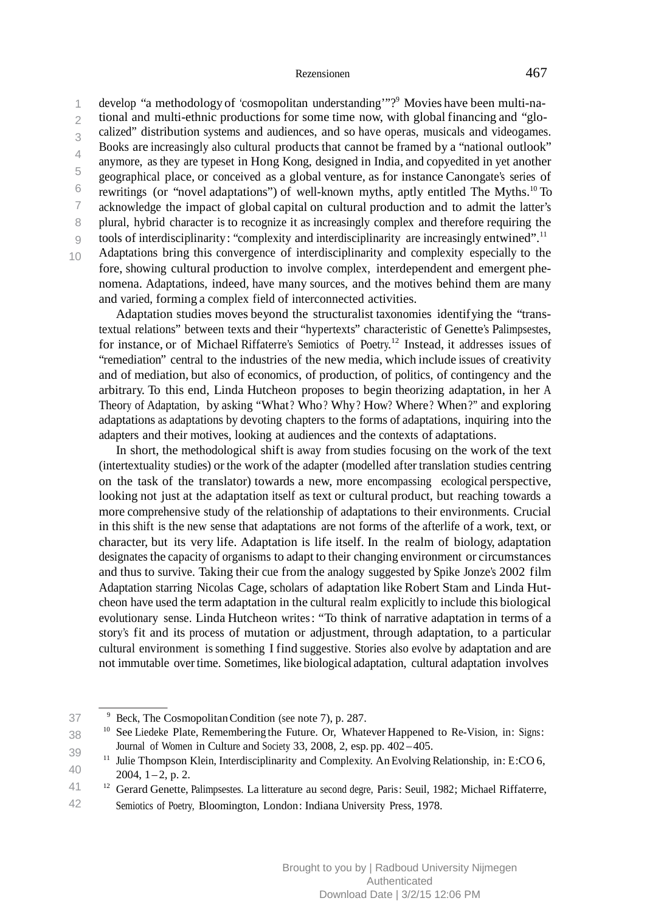develop “a methodology of ‘cosmopolitan understanding’”?[9] Movies have been multi-national and multi-ethnic productions for some time now, with global financing and “glocalized” distribution systems and audiences, and so have operas, musicals and videogames. Books are increasingly also cultural products that cannot be framed by a “national outlook” anymore, as they are typeset in Hong Kong, designed in India, and copyedited in yet another geographical place, or conceived as a global venture, as for instance Canongate's series of rewritings (or “novel adaptations”) of well-known myths, aptly entitled The Myths.[10] To acknowledge the impact of global capital on cultural production and to admit the latter's plural, hybrid character is to recognize it as increasingly complex and therefore requiring the tools of interdisciplinarity: “complexity and interdisciplinarity are increasingly entwined”.[11] Adaptations bring this convergence of interdisciplinarity and complexity especially to the fore, showing cultural production to involve complex, interdependent and emergent phenomena. Adaptations, indeed, have many sources, and the motives behind them are many and varied, forming a complex field of interconnected activities.

Adaptation studies moves beyond the structuralist taxonomies identifying the “transtextual relations” between texts and their “hypertexts” characteristic of Genette's Palimpsestes, for instance, or of Michael Riffaterre's Semiotics of Poetry.[12] Instead, it addresses issues of “remediation” central to the industries of the new media, which include issues of creativity and of mediation, but also of economics, of production, of politics, of contingency and the arbitrary. To this end, Linda Hutcheon proposes to begin theorizing adaptation, in her A Theory of Adaptation, by asking “What? Who? Why? How? Where? When?” and exploring adaptations as adaptations by devoting chapters to the forms of adaptations, inquiring into the adapters and their motives, looking at audiences and the contexts of adaptations.

In short, the methodological shift is away from studies focusing on the work of the text (intertextuality studies) or the work of the adapter (modelled after translation studies centring on the task of the translator) towards a new, more encompassing ecological perspective, looking not just at the adaptation itself as text or cultural product, but reaching towards a more comprehensive study of the relationship of adaptations to their environments. Crucial in this shift is the new sense that adaptations are not forms of the afterlife of a work, text, or character, but its very life. Adaptation is life itself. In the realm of biology, adaptation designates the capacity of organisms to adapt to their changing environment or circumstances and thus to survive. Taking their cue from the analogy suggested by Spike Jonze's 2002 film Adaptation starring Nicolas Cage, scholars of adaptation like Robert Stam and Linda Hutcheon have used the term adaptation in the cultural realm explicitly to include this biological evolutionary sense. Linda Hutcheon writes: “To think of narrative adaptation in terms of a story's fit and its process of mutation or adjustment, through adaptation, to a particular cultural environment is something I find suggestive. Stories also evolve by adaptation and are not immutable over time. Sometimes, like biological adaptation, cultural adaptation involves

---

[9] Beck, The Cosmopolitan Condition (see note 7), p. 287.

[10] See Liedeke Plate, Remembering the Future. Or, Whatever Happened to Re-Vision, in: Signs: Journal of Women in Culture and Society 33, 2008, 2, esp. pp. 402–405.

[11] Julie Thompson Klein, Interdisciplinarity and Complexity. An Evolving Relationship, in: E:CO 6, 2004, 1–2, p. 2.

[12] Gerard Genette, Palimpsestes. La litterature au second degre, Paris: Seuil, 1982; Michael Riffaterre, Semiotics of Poetry, Bloomington, London: Indiana University Press, 1978.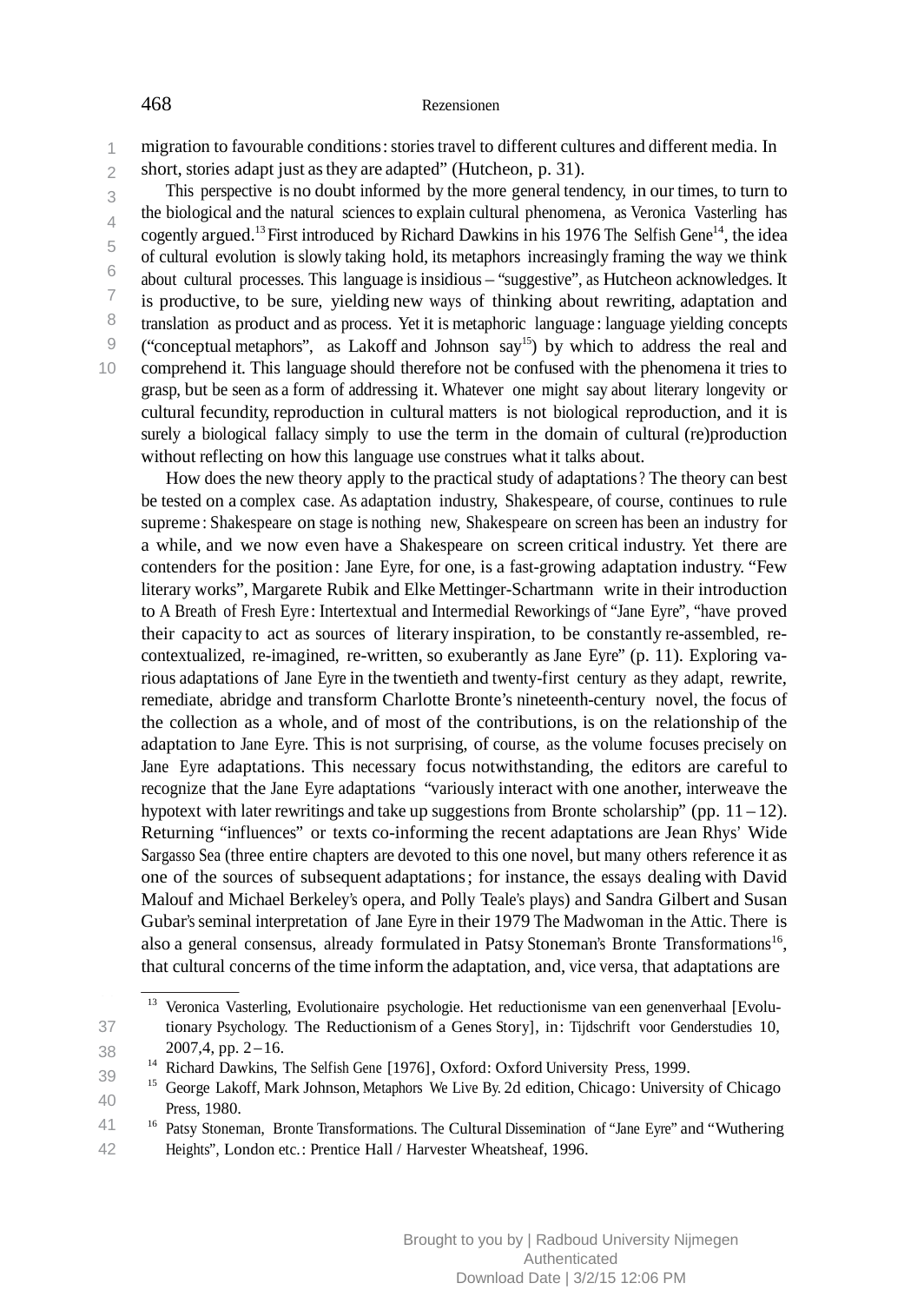migration to favourable conditions: stories travel to different cultures and different media. In short, stories adapt just as they are adapted" (Hutcheon, p. 31).

This perspective is no doubt informed by the more general tendency, in our times, to turn to the biological and the natural sciences to explain cultural phenomena, as Veronica Vasterling has cogently argued.[13] First introduced by Richard Dawkins in his 1976 The Selfish Gene[14], the idea of cultural evolution is slowly taking hold, its metaphors increasingly framing the way we think about cultural processes. This language is insidious – "suggestive", as Hutcheon acknowledges. It is productive, to be sure, yielding new ways of thinking about rewriting, adaptation and translation as product and as process. Yet it is metaphoric language: language yielding concepts ("conceptual metaphors", as Lakoff and Johnson say[15]) by which to address the real and comprehend it. This language should therefore not be confused with the phenomena it tries to grasp, but be seen as a form of addressing it. Whatever one might say about literary longevity or cultural fecundity, reproduction in cultural matters is not biological reproduction, and it is surely a biological fallacy simply to use the term in the domain of cultural (re)production without reflecting on how this language use construes what it talks about.

How does the new theory apply to the practical study of adaptations? The theory can best be tested on a complex case. As adaptation industry, Shakespeare, of course, continues to rule supreme: Shakespeare on stage is nothing new, Shakespeare on screen has been an industry for a while, and we now even have a Shakespeare on screen critical industry. Yet there are contenders for the position: Jane Eyre, for one, is a fast-growing adaptation industry. "Few literary works", Margarete Rubik and Elke Mettinger-Schartmann write in their introduction to A Breath of Fresh Eyre: Intertextual and Intermedial Reworkings of "Jane Eyre", "have proved their capacity to act as sources of literary inspiration, to be constantly re-assembled, re-contextualized, re-imagined, re-written, so exuberantly as Jane Eyre" (p. 11). Exploring various adaptations of Jane Eyre in the twentieth and twenty-first century as they adapt, rewrite, remediate, abridge and transform Charlotte Bronte's nineteenth-century novel, the focus of the collection as a whole, and of most of the contributions, is on the relationship of the adaptation to Jane Eyre. This is not surprising, of course, as the volume focuses precisely on Jane Eyre adaptations. This necessary focus notwithstanding, the editors are careful to recognize that the Jane Eyre adaptations "variously interact with one another, interweave the hypotext with later rewritings and take up suggestions from Bronte scholarship" (pp. 11 – 12). Returning "influences" or texts co-informing the recent adaptations are Jean Rhys' Wide Sargasso Sea (three entire chapters are devoted to this one novel, but many others reference it as one of the sources of subsequent adaptations; for instance, the essays dealing with David Malouf and Michael Berkeley's opera, and Polly Teale's plays) and Sandra Gilbert and Susan Gubar's seminal interpretation of Jane Eyre in their 1979 The Madwoman in the Attic. There is also a general consensus, already formulated in Patsy Stoneman's Bronte Transformations[16], that cultural concerns of the time inform the adaptation, and, vice versa, that adaptations are

---

[13] Veronica Vasterling, Evolutionaire psychologie. Het reductionisme van een genenverhaal [Evolutionary Psychology. The Reductionism of a Genes Story], in: Tijdschrift voor Genderstudies 10, 2007,4, pp. 2 – 16.

[14] Richard Dawkins, The Selfish Gene [1976], Oxford: Oxford University Press, 1999.

[15] George Lakoff, Mark Johnson, Metaphors We Live By. 2d edition, Chicago: University of Chicago Press, 1980.

[16] Patsy Stoneman, Bronte Transformations. The Cultural Dissemination of "Jane Eyre" and "Wuthering Heights", London etc.: Prentice Hall / Harvester Wheatsheaf, 1996.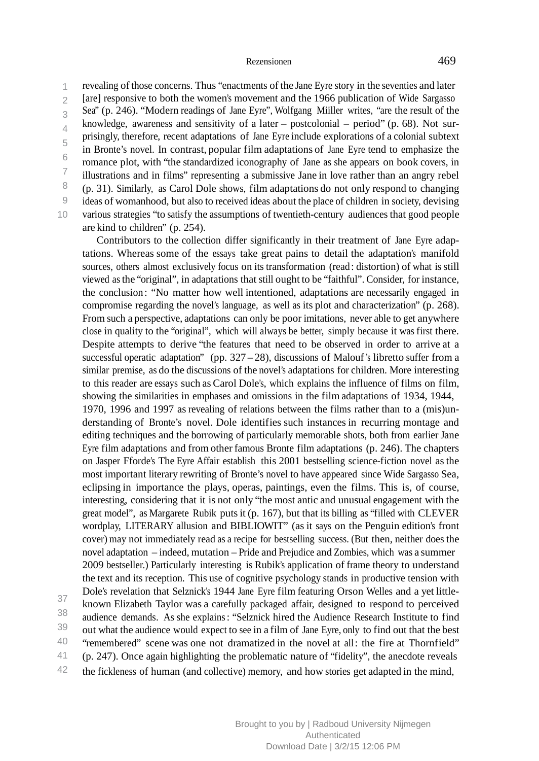revealing of those concerns. Thus "enactments of the *Jane Eyre* story in the seventies and later [are] responsive to both the women's movement and the 1966 publication of *Wide Sargasso Sea*" (p. 246). "Modern readings of *Jane Eyre*", Wolfgang Miiller writes, "are the result of the knowledge, awareness and sensitivity of a later – postcolonial – period" (p. 68). Not surprisingly, therefore, recent adaptations of *Jane Eyre* include explorations of a colonial subtext in Bronte's novel. In contrast, popular film adaptations of *Jane Eyre* tend to emphasize the romance plot, with "the standardized iconography of Jane as she appears on book covers, in illustrations and in films" representing a submissive Jane in love rather than an angry rebel (p. 31). Similarly, as Carol Dole shows, film adaptations do not only respond to changing ideas of womanhood, but also to received ideas about the place of children in society, devising various strategies "to satisfy the assumptions of twentieth-century audiences that good people are kind to children" (p. 254).

Contributors to the collection differ significantly in their treatment of *Jane Eyre* adaptations. Whereas some of the essays take great pains to detail the adaptation's manifold sources, others almost exclusively focus on its transformation (read: distortion) of what is still viewed as the "original", in adaptations that still ought to be "faithful". Consider, for instance, the conclusion: "No matter how well intentioned, adaptations are necessarily engaged in compromise regarding the novel's language, as well as its plot and characterization" (p. 268). From such a perspective, adaptations can only be poor imitations, never able to get anywhere close in quality to the "original", which will always be better, simply because it was first there. Despite attempts to derive "the features that need to be observed in order to arrive at a successful operatic adaptation" (pp. 327 – 28), discussions of Malouf's libretto suffer from a similar premise, as do the discussions of the novel's adaptations for children. More interesting to this reader are essays such as Carol Dole's, which explains the influence of films on film, showing the similarities in emphases and omissions in the film adaptations of 1934, 1944, 1970, 1996 and 1997 as revealing of relations between the films rather than to a (mis)understanding of Bronte's novel. Dole identifies such instances in recurring montage and editing techniques and the borrowing of particularly memorable shots, both from earlier *Jane Eyre* film adaptations and from other famous Bronte film adaptations (p. 246). The chapters on Jasper Fforde's *The Eyre Affair* establish this 2001 bestselling science-fiction novel as the most important literary rewriting of Bronte's novel to have appeared since *Wide Sargasso Sea*, eclipsing in importance the plays, operas, paintings, even the films. This is, of course, interesting, considering that it is not only "the most antic and unusual engagement with the great model", as Margarete Rubik puts it (p. 167), but that its billing as "filled with CLEVER wordplay, LITERARY allusion and BIBLIOWIT" (as it says on the Penguin edition's front cover) may not immediately read as a recipe for bestselling success. (But then, neither does the novel adaptation – indeed, mutation – *Pride and Prejudice and Zombies*, which was a summer 2009 bestseller.) Particularly interesting is Rubik's application of frame theory to understand the text and its reception. This use of cognitive psychology stands in productive tension with Dole's revelation that Selznick's 1944 *Jane Eyre* film featuring Orson Welles and a yet little-known Elizabeth Taylor was a carefully packaged affair, designed to respond to perceived audience demands. As she explains: "Selznick hired the Audience Research Institute to find out what the audience would expect to see in a film of *Jane Eyre*, only to find out that the best "remembered" scene was one not dramatized in the novel at all: the fire at Thornfield" (p. 247). Once again highlighting the problematic nature of "fidelity", the anecdote reveals the fickleness of human (and collective) memory, and how stories get adapted in the mind,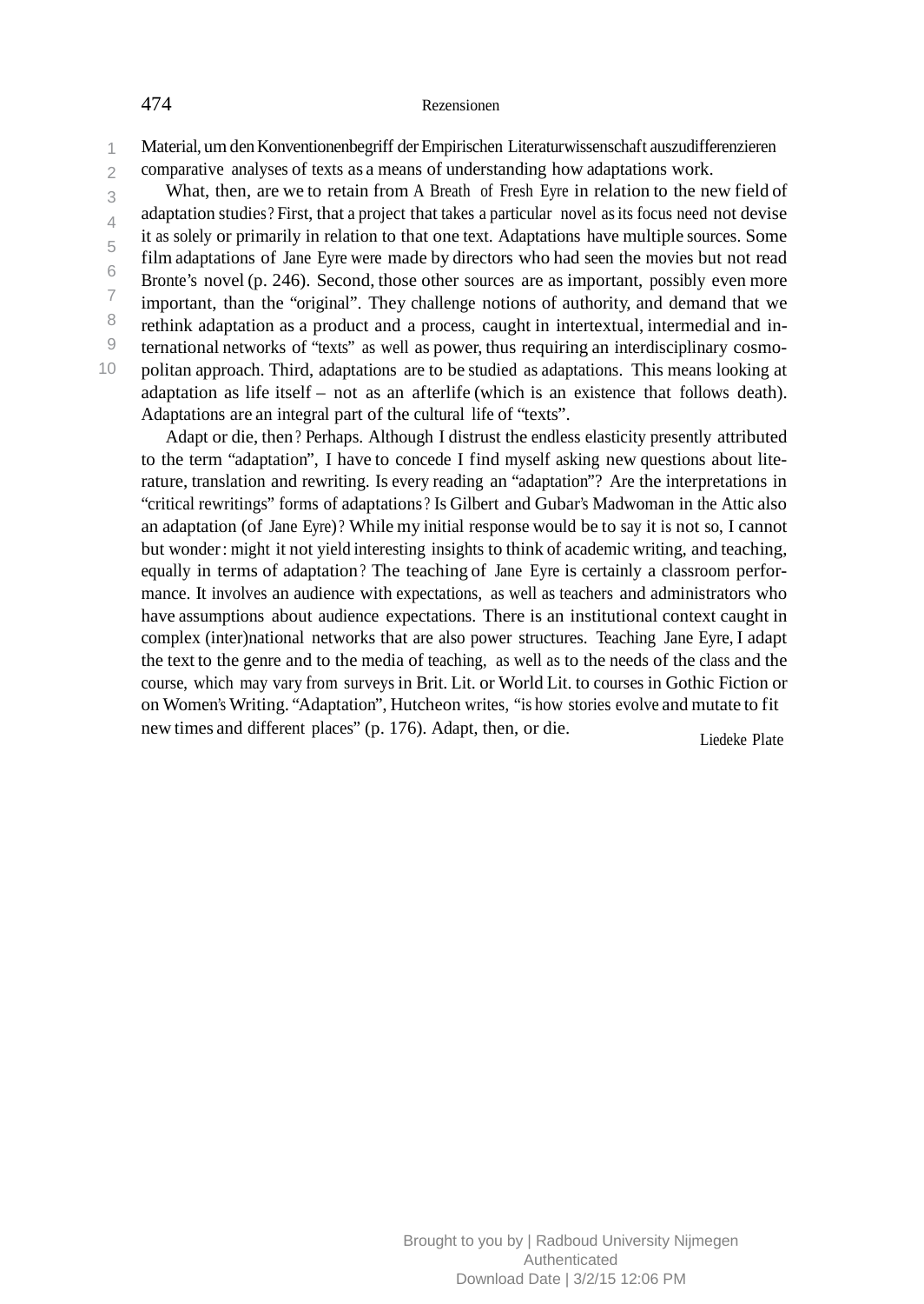Material, um den Konventionenbegriff der Empirischen Literaturwissenschaft auszudifferenzieren comparative analyses of texts as a means of understanding how adaptations work.

What, then, are we to retain from *A Breath of Fresh Eyre* in relation to the new field of adaptation studies? First, that a project that takes a particular novel as its focus need not devise it as solely or primarily in relation to that one text. Adaptations have multiple sources. Some film adaptations of *Jane Eyre* were made by directors who had seen the movies but not read Bronte's novel (p. 246). Second, those other sources are as important, possibly even more important, than the "original". They challenge notions of authority, and demand that we rethink adaptation as a product and a process, caught in intertextual, intermedial and international networks of "texts" as well as power, thus requiring an interdisciplinary cosmopolitan approach. Third, adaptations are to be studied as adaptations. This means looking at adaptation as life itself – not as an afterlife (which is an existence that follows death). Adaptations are an integral part of the cultural life of "texts".

Adapt or die, then? Perhaps. Although I distrust the endless elasticity presently attributed to the term "adaptation", I have to concede I find myself asking new questions about literature, translation and rewriting. Is every reading an "adaptation"? Are the interpretations in "critical rewritings" forms of adaptations? Is Gilbert and Gubar's *Madwoman in the Attic* also an adaptation (of *Jane Eyre*)? While my initial response would be to say it is not so, I cannot but wonder: might it not yield interesting insights to think of academic writing, and teaching, equally in terms of adaptation? The teaching of *Jane Eyre* is certainly a classroom performance. It involves an audience with expectations, as well as teachers and administrators who have assumptions about audience expectations. There is an institutional context caught in complex (inter)national networks that are also power structures. Teaching *Jane Eyre*, I adapt the text to the genre and to the media of teaching, as well as to the needs of the class and the course, which may vary from surveys in Brit. Lit. or World Lit. to courses in Gothic Fiction or on Women's Writing. "Adaptation", Hutcheon writes, "is how stories evolve and mutate to fit new times and different places" (p. 176). Adapt, then, or die.

Liedeke Plate